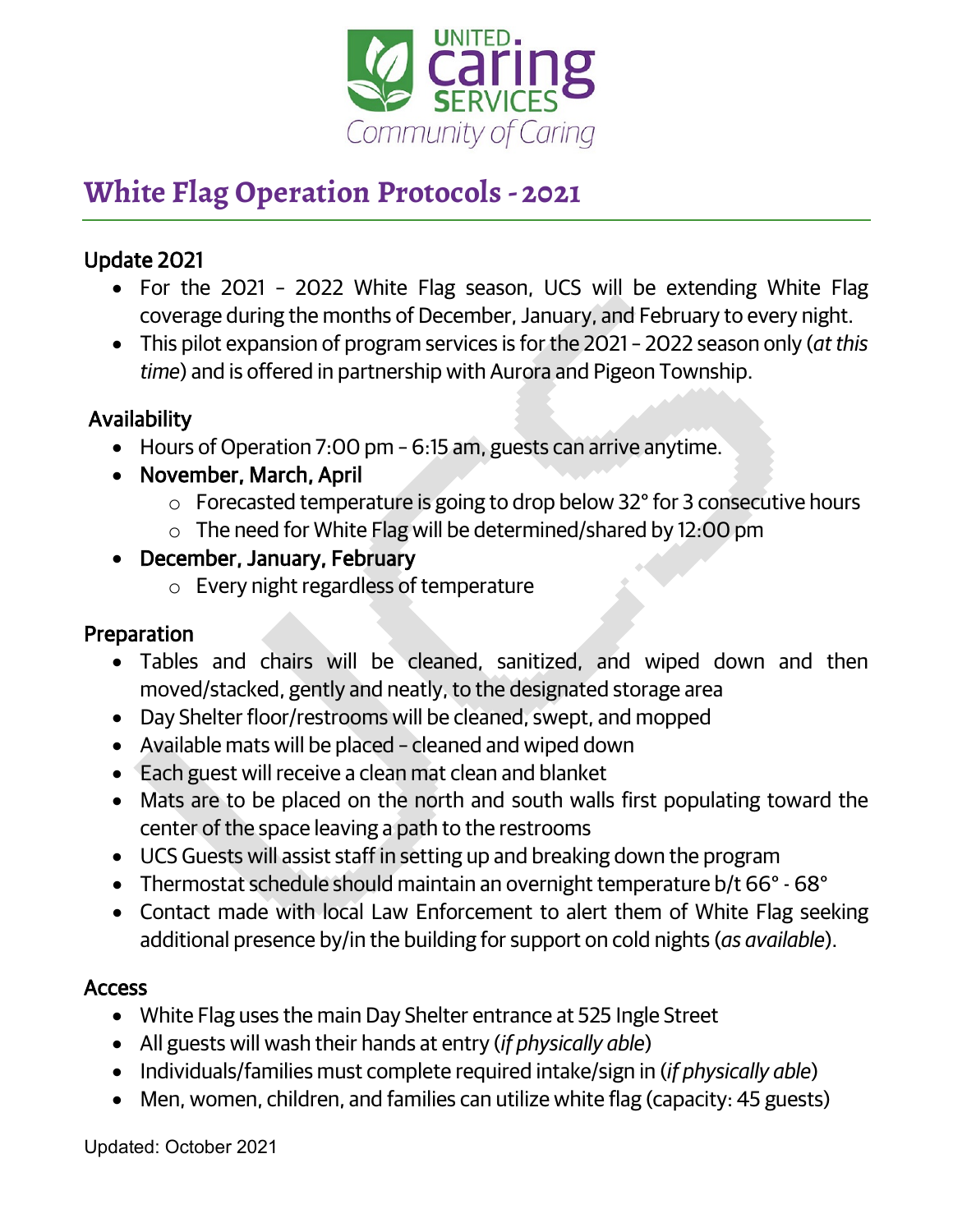# White Flag Operation Protocols - 2021

## Update 2021

- For the 2021 – 2022 White Flag season, UCS will be extending White Flag coverage during the months of December, January, and February to every night.
- This pilot expansion of program services is for the 2021 – 2022 season only (*at this time*) and is offered in partnership with Aurora and Pigeon Township.

## Availability

- Hours of Operation 7:00 pm – 6:15 am, guests can arrive anytime.
- **November, March, April**
  - Forecasted temperature is going to drop below 32° for 3 consecutive hours
  - The need for White Flag will be determined/shared by 12:00 pm
- **December, January, February**
  - Every night regardless of temperature

## Preparation

- Tables and chairs will be cleaned, sanitized, and wiped down and then moved/stacked, gently and neatly, to the designated storage area
- Day Shelter floor/restrooms will be cleaned, swept, and mopped
- Available mats will be placed – cleaned and wiped down
- Each guest will receive a clean mat clean and blanket
- Mats are to be placed on the north and south walls first populating toward the center of the space leaving a path to the restrooms
- UCS Guests will assist staff in setting up and breaking down the program
- Thermostat schedule should maintain an overnight temperature b/t 66° - 68°
- Contact made with local Law Enforcement to alert them of White Flag seeking additional presence by/in the building for support on cold nights (*as available*).

## Access

- White Flag uses the main Day Shelter entrance at 525 Ingle Street
- All guests will wash their hands at entry (*if physically able*)
- Individuals/families must complete required intake/sign in (*if physically able*)
- Men, women, children, and families can utilize white flag (capacity: 45 guests)

Updated: October 2021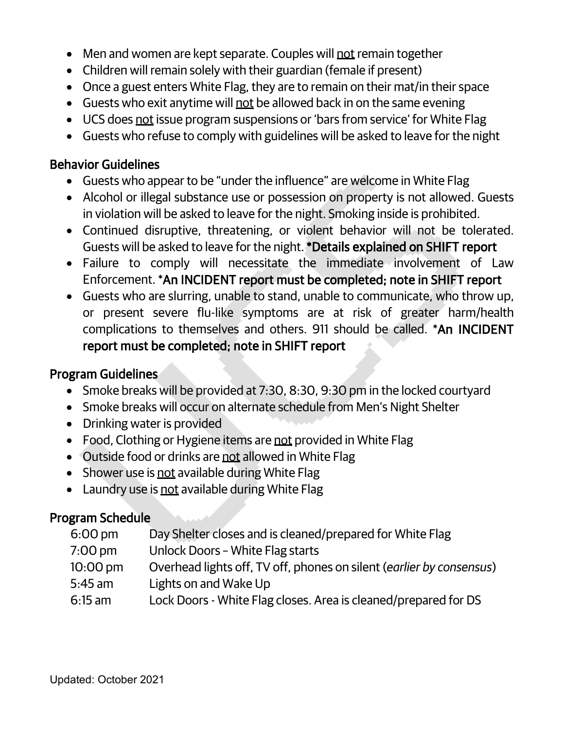- Men and women are kept separate. Couples will not remain together
- Children will remain solely with their guardian (female if present)
- Once a guest enters White Flag, they are to remain on their mat/in their space
- Guests who exit anytime will not be allowed back in on the same evening
- UCS does not issue program suspensions or 'bars from service' for White Flag
- Guests who refuse to comply with guidelines will be asked to leave for the night

## Behavior Guidelines

- Guests who appear to be "under the influence" are welcome in White Flag
- Alcohol or illegal substance use or possession on property is not allowed. Guests in violation will be asked to leave for the night. Smoking inside is prohibited.
- Continued disruptive, threatening, or violent behavior will not be tolerated. Guests will be asked to leave for the night. **\*Details explained on SHIFT report**
- Failure to comply will necessitate the immediate involvement of Law Enforcement. **\*An INCIDENT report must be completed; note in SHIFT report**
- Guests who are slurring, unable to stand, unable to communicate, who throw up, or present severe flu-like symptoms are at risk of greater harm/health complications to themselves and others. 911 should be called. **\*An INCIDENT report must be completed; note in SHIFT report**

## Program Guidelines

- Smoke breaks will be provided at 7:30, 8:30, 9:30 pm in the locked courtyard
- Smoke breaks will occur on alternate schedule from Men's Night Shelter
- Drinking water is provided
- Food, Clothing or Hygiene items are not provided in White Flag
- Outside food or drinks are not allowed in White Flag
- Shower use is not available during White Flag
- Laundry use is not available during White Flag

## Program Schedule

| | |
|---|---|
| 6:00 pm | Day Shelter closes and is cleaned/prepared for White Flag |
| 7:00 pm | Unlock Doors – White Flag starts |
| 10:00 pm | Overhead lights off, TV off, phones on silent (*earlier by consensus*) |
| 5:45 am | Lights on and Wake Up |
| 6:15 am | Lock Doors - White Flag closes. Area is cleaned/prepared for DS |

Updated: October 2021